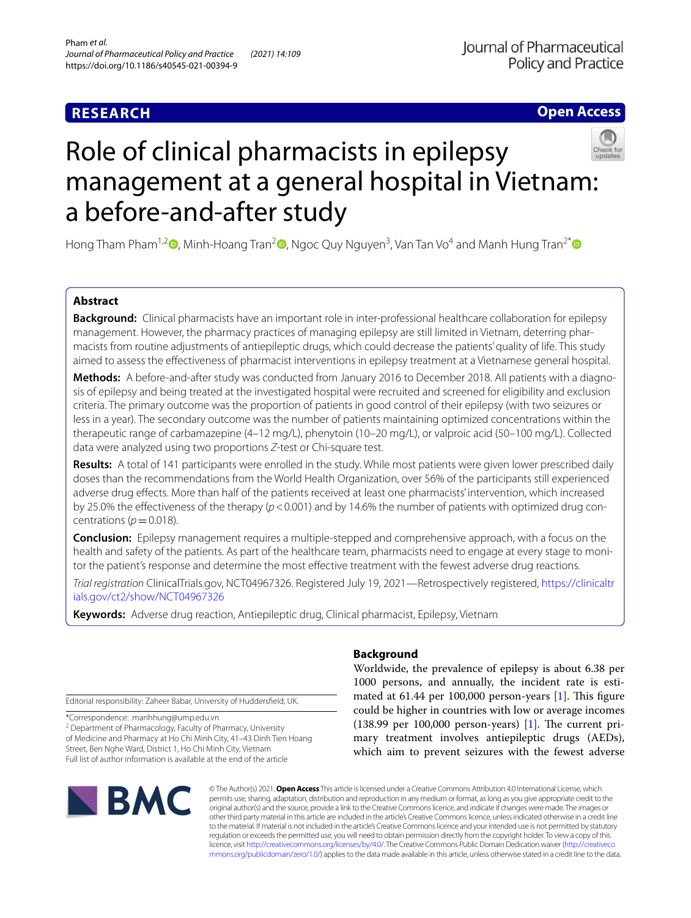**RESEARCH** **Open Access**

# Role of clinical pharmacists in epilepsy management at a general hospital in Vietnam: a before-and-after study

Hong Tham Pham[1,2], Minh-Hoang Tran[2], Ngoc Quy Nguyen[3], Van Tan Vo[4] and Manh Hung Tran[2*]

## Abstract

**Background:** Clinical pharmacists have an important role in inter-professional healthcare collaboration for epilepsy management. However, the pharmacy practices of managing epilepsy are still limited in Vietnam, deterring pharmacists from routine adjustments of antiepileptic drugs, which could decrease the patients' quality of life. This study aimed to assess the effectiveness of pharmacist interventions in epilepsy treatment at a Vietnamese general hospital.

**Methods:** A before-and-after study was conducted from January 2016 to December 2018. All patients with a diagnosis of epilepsy and being treated at the investigated hospital were recruited and screened for eligibility and exclusion criteria. The primary outcome was the proportion of patients in good control of their epilepsy (with two seizures or less in a year). The secondary outcome was the number of patients maintaining optimized concentrations within the therapeutic range of carbamazepine (4–12 mg/L), phenytoin (10–20 mg/L), or valproic acid (50–100 mg/L). Collected data were analyzed using two proportions *Z*-test or Chi-square test.

**Results:** A total of 141 participants were enrolled in the study. While most patients were given lower prescribed daily doses than the recommendations from the World Health Organization, over 56% of the participants still experienced adverse drug effects. More than half of the patients received at least one pharmacists' intervention, which increased by 25.0% the effectiveness of the therapy ($p < 0.001$) and by 14.6% the number of patients with optimized drug concentrations ($p = 0.018$).

**Conclusion:** Epilepsy management requires a multiple-stepped and comprehensive approach, with a focus on the health and safety of the patients. As part of the healthcare team, pharmacists need to engage at every stage to monitor the patient's response and determine the most effective treatment with the fewest adverse drug reactions.

*Trial registration* ClinicalTrials.gov, NCT04967326. Registered July 19, 2021—Retrospectively registered, https://clinicaltrials.gov/ct2/show/NCT04967326

**Keywords:** Adverse drug reaction, Antiepileptic drug, Clinical pharmacist, Epilepsy, Vietnam

## Background

Worldwide, the prevalence of epilepsy is about 6.38 per 1000 persons, and annually, the incident rate is estimated at 61.44 per 100,000 person-years [1]. This figure could be higher in countries with low or average incomes (138.99 per 100,000 person-years) [1]. The current primary treatment involves antiepileptic drugs (AEDs), which aim to prevent seizures with the fewest adverse

Editorial responsibility: Zaheer Babar, University of Huddersfield, UK.

*Correspondence: manhhung@ump.edu.vn
[2] Department of Pharmacology, Faculty of Pharmacy, University of Medicine and Pharmacy at Ho Chi Minh City, 41–43 Dinh Tien Hoang Street, Ben Nghe Ward, District 1, Ho Chi Minh City, Vietnam
Full list of author information is available at the end of the article

© The Author(s) 2021. **Open Access** This article is licensed under a Creative Commons Attribution 4.0 International License, which permits use, sharing, adaptation, distribution and reproduction in any medium or format, as long as you give appropriate credit to the original author(s) and the source, provide a link to the Creative Commons licence, and indicate if changes were made. The images or other third party material in this article are included in the article's Creative Commons licence, unless indicated otherwise in a credit line to the material. If material is not included in the article's Creative Commons licence and your intended use is not permitted by statutory regulation or exceeds the permitted use, you will need to obtain permission directly from the copyright holder. To view a copy of this licence, visit http://creativecommons.org/licenses/by/4.0/. The Creative Commons Public Domain Dedication waiver (http://creativecommons.org/publicdomain/zero/1.0/) applies to the data made available in this article, unless otherwise stated in a credit line to the data.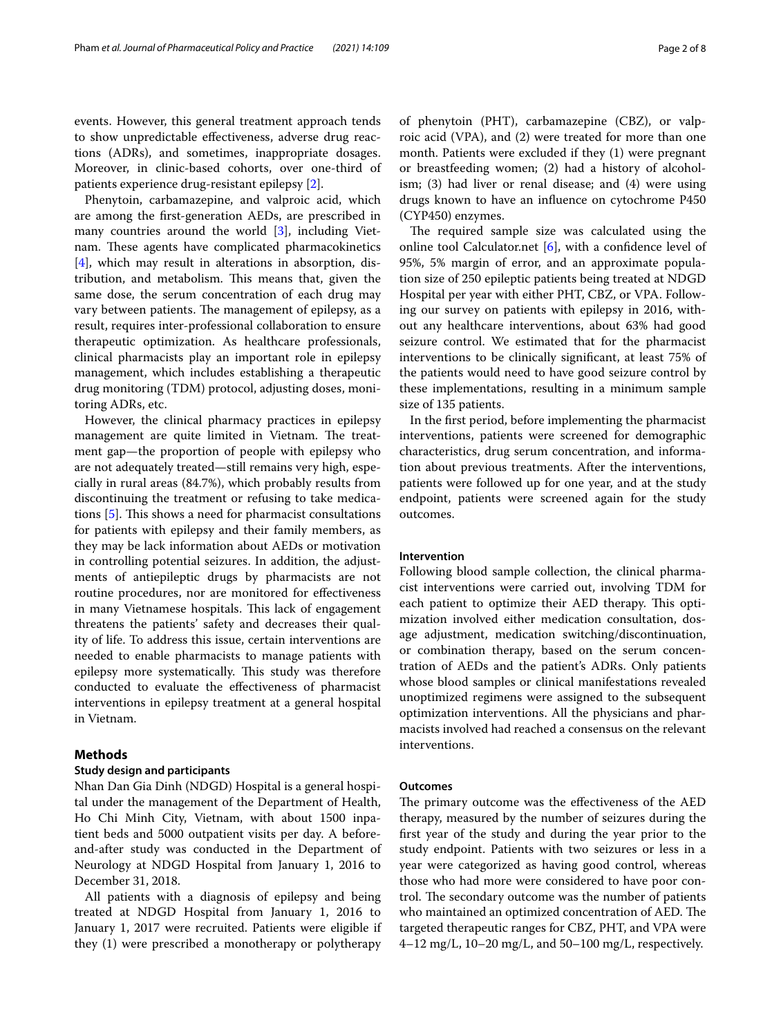events. However, this general treatment approach tends to show unpredictable effectiveness, adverse drug reactions (ADRs), and sometimes, inappropriate dosages. Moreover, in clinic-based cohorts, over one-third of patients experience drug-resistant epilepsy [2].

Phenytoin, carbamazepine, and valproic acid, which are among the first-generation AEDs, are prescribed in many countries around the world [3], including Vietnam. These agents have complicated pharmacokinetics [4], which may result in alterations in absorption, distribution, and metabolism. This means that, given the same dose, the serum concentration of each drug may vary between patients. The management of epilepsy, as a result, requires inter-professional collaboration to ensure therapeutic optimization. As healthcare professionals, clinical pharmacists play an important role in epilepsy management, which includes establishing a therapeutic drug monitoring (TDM) protocol, adjusting doses, monitoring ADRs, etc.

However, the clinical pharmacy practices in epilepsy management are quite limited in Vietnam. The treatment gap—the proportion of people with epilepsy who are not adequately treated—still remains very high, especially in rural areas (84.7%), which probably results from discontinuing the treatment or refusing to take medications [5]. This shows a need for pharmacist consultations for patients with epilepsy and their family members, as they may be lack information about AEDs or motivation in controlling potential seizures. In addition, the adjustments of antiepileptic drugs by pharmacists are not routine procedures, nor are monitored for effectiveness in many Vietnamese hospitals. This lack of engagement threatens the patients' safety and decreases their quality of life. To address this issue, certain interventions are needed to enable pharmacists to manage patients with epilepsy more systematically. This study was therefore conducted to evaluate the effectiveness of pharmacist interventions in epilepsy treatment at a general hospital in Vietnam.

## Methods

### Study design and participants

Nhan Dan Gia Dinh (NDGD) Hospital is a general hospital under the management of the Department of Health, Ho Chi Minh City, Vietnam, with about 1500 inpatient beds and 5000 outpatient visits per day. A before-and-after study was conducted in the Department of Neurology at NDGD Hospital from January 1, 2016 to December 31, 2018.

All patients with a diagnosis of epilepsy and being treated at NDGD Hospital from January 1, 2016 to January 1, 2017 were recruited. Patients were eligible if they (1) were prescribed a monotherapy or polytherapy of phenytoin (PHT), carbamazepine (CBZ), or valproic acid (VPA), and (2) were treated for more than one month. Patients were excluded if they (1) were pregnant or breastfeeding women; (2) had a history of alcoholism; (3) had liver or renal disease; and (4) were using drugs known to have an influence on cytochrome P450 (CYP450) enzymes.

The required sample size was calculated using the online tool Calculator.net [6], with a confidence level of 95%, 5% margin of error, and an approximate population size of 250 epileptic patients being treated at NDGD Hospital per year with either PHT, CBZ, or VPA. Following our survey on patients with epilepsy in 2016, without any healthcare interventions, about 63% had good seizure control. We estimated that for the pharmacist interventions to be clinically significant, at least 75% of the patients would need to have good seizure control by these implementations, resulting in a minimum sample size of 135 patients.

In the first period, before implementing the pharmacist interventions, patients were screened for demographic characteristics, drug serum concentration, and information about previous treatments. After the interventions, patients were followed up for one year, and at the study endpoint, patients were screened again for the study outcomes.

### Intervention

Following blood sample collection, the clinical pharmacist interventions were carried out, involving TDM for each patient to optimize their AED therapy. This optimization involved either medication consultation, dosage adjustment, medication switching/discontinuation, or combination therapy, based on the serum concentration of AEDs and the patient's ADRs. Only patients whose blood samples or clinical manifestations revealed unoptimized regimens were assigned to the subsequent optimization interventions. All the physicians and pharmacists involved had reached a consensus on the relevant interventions.

### Outcomes

The primary outcome was the effectiveness of the AED therapy, measured by the number of seizures during the first year of the study and during the year prior to the study endpoint. Patients with two seizures or less in a year were categorized as having good control, whereas those who had more were considered to have poor control. The secondary outcome was the number of patients who maintained an optimized concentration of AED. The targeted therapeutic ranges for CBZ, PHT, and VPA were 4–12 mg/L, 10–20 mg/L, and 50–100 mg/L, respectively.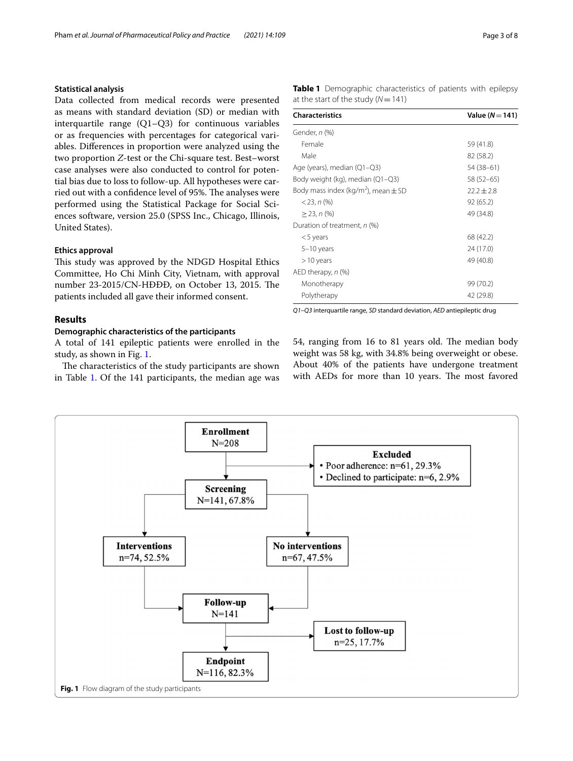### Statistical analysis

Data collected from medical records were presented as means with standard deviation (SD) or median with interquartile range (Q1–Q3) for continuous variables or as frequencies with percentages for categorical variables. Differences in proportion were analyzed using the two proportion *Z*-test or the Chi-square test. Best–worst case analyses were also conducted to control for potential bias due to loss to follow-up. All hypotheses were carried out with a confidence level of 95%. The analyses were performed using the Statistical Package for Social Sciences software, version 25.0 (SPSS Inc., Chicago, Illinois, United States).

### Ethics approval

This study was approved by the NDGD Hospital Ethics Committee, Ho Chi Minh City, Vietnam, with approval number 23-2015/CN-HĐĐĐ, on October 13, 2015. The patients included all gave their informed consent.

## Results

### Demographic characteristics of the participants

A total of 141 epileptic patients were enrolled in the study, as shown in Fig. 1.

The characteristics of the study participants are shown in Table 1. Of the 141 participants, the median age was 54, ranging from 16 to 81 years old. The median body weight was 58 kg, with 34.8% being overweight or obese. About 40% of the patients have undergone treatment with AEDs for more than 10 years. The most favored

**Table 1** Demographic characteristics of patients with epilepsy at the start of the study (*N* = 141)

| Characteristics | Value (*N* = 141) |
|---|---|
| Gender, *n* (%) | |
| Female | 59 (41.8) |
| Male | 82 (58.2) |
| Age (years), median (Q1–Q3) | 54 (38–61) |
| Body weight (kg), median (Q1–Q3) | 58 (52–65) |
| Body mass index (kg/m$^2$), mean ± SD | 22.2 ± 2.8 |
| < 23, *n* (%) | 92 (65.2) |
| ≥ 23, *n* (%) | 49 (34.8) |
| Duration of treatment, *n* (%) | |
| < 5 years | 68 (42.2) |
| 5–10 years | 24 (17.0) |
| > 10 years | 49 (40.8) |
| AED therapy, *n* (%) | |
| Monotherapy | 99 (70.2) |
| Polytherapy | 42 (29.8) |

*Q1–Q3* interquartile range, *SD* standard deviation, *AED* antiepileptic drug

Enrollment N=208

Excluded
- Poor adherence: n=61, 29.3%
- Declined to participate: n=6, 2.9%

Screening N=141, 67.8%

Interventions n=74, 52.5%

No interventions n=67, 47.5%

Follow-up N=141

Lost to follow-up n=25, 17.7%

Endpoint N=116, 82.3%

**Fig. 1** Flow diagram of the study participants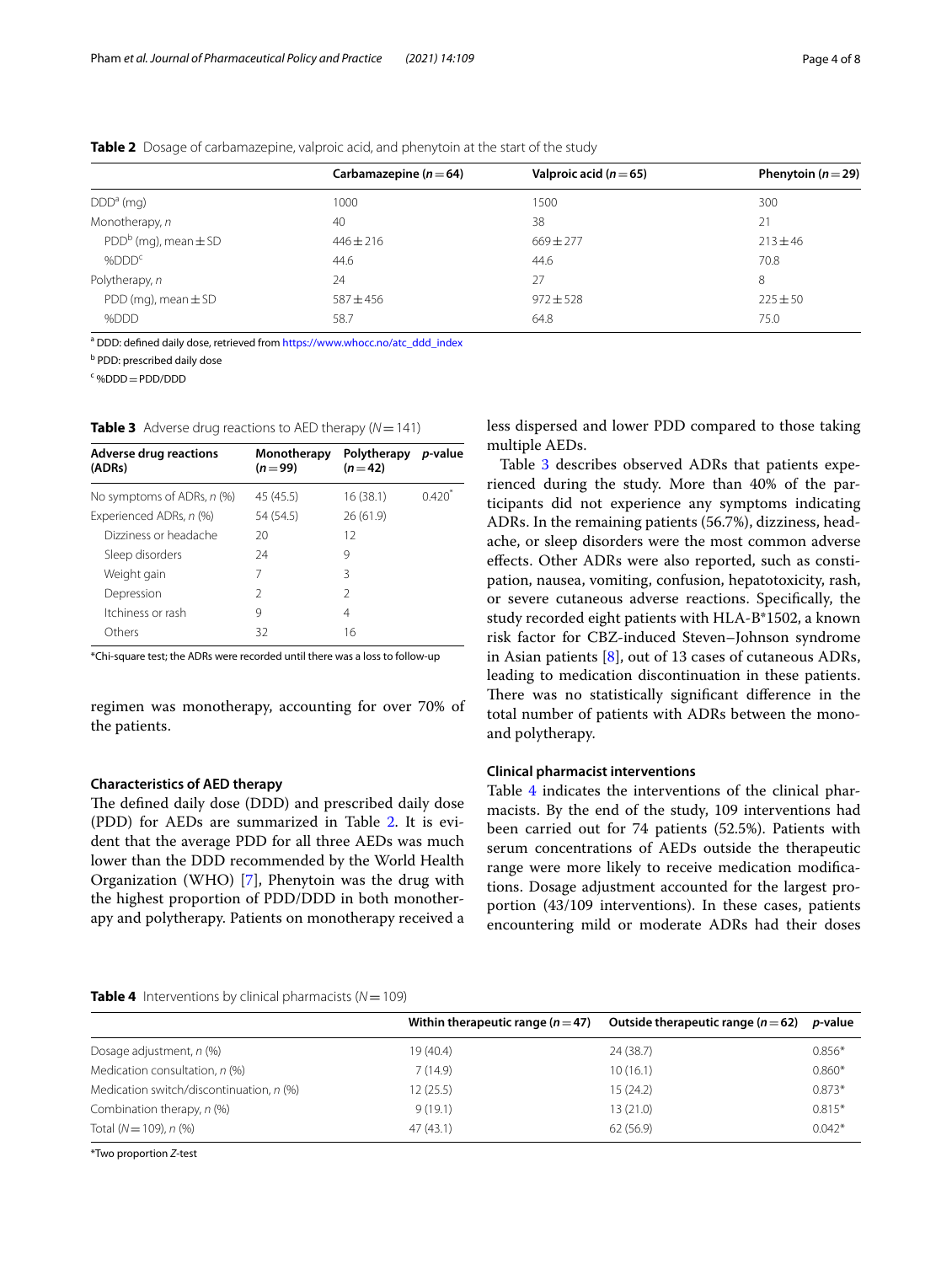**Table 2** Dosage of carbamazepine, valproic acid, and phenytoin at the start of the study

| | Carbamazepine ($n = 64$) | Valproic acid ($n = 65$) | Phenytoin ($n = 29$) |
|---|---|---|---|
| DDD[a] (mg) | 1000 | 1500 | 300 |
| Monotherapy, *n* | 40 | 38 | 21 |
| PDD[b] (mg), mean ± SD | 446 ± 216 | 669 ± 277 | 213 ± 46 |
| %DDD[c] | 44.6 | 44.6 | 70.8 |
| Polytherapy, *n* | 24 | 27 | 8 |
| PDD (mg), mean ± SD | 587 ± 456 | 972 ± 528 | 225 ± 50 |
| %DDD | 58.7 | 64.8 | 75.0 |

[a] DDD: defined daily dose, retrieved from https://www.whocc.no/atc_ddd_index

[b] PDD: prescribed daily dose

[c] %DDD = PDD/DDD

**Table 3** Adverse drug reactions to AED therapy ($N = 141$)

| Adverse drug reactions (ADRs) | Monotherapy ($n = 99$) | Polytherapy ($n = 42$) | *p*-value |
|---|---|---|---|
| No symptoms of ADRs, *n* (%) | 45 (45.5) | 16 (38.1) | 0.420* |
| Experienced ADRs, *n* (%) | 54 (54.5) | 26 (61.9) | |
| Dizziness or headache | 20 | 12 | |
| Sleep disorders | 24 | 9 | |
| Weight gain | 7 | 3 | |
| Depression | 2 | 2 | |
| Itchiness or rash | 9 | 4 | |
| Others | 32 | 16 | |

*Chi-square test; the ADRs were recorded until there was a loss to follow-up

regimen was monotherapy, accounting for over 70% of the patients.

### Characteristics of AED therapy

The defined daily dose (DDD) and prescribed daily dose (PDD) for AEDs are summarized in Table 2. It is evident that the average PDD for all three AEDs was much lower than the DDD recommended by the World Health Organization (WHO) [7], Phenytoin was the drug with the highest proportion of PDD/DDD in both monotherapy and polytherapy. Patients on monotherapy received a less dispersed and lower PDD compared to those taking multiple AEDs.

Table 3 describes observed ADRs that patients experienced during the study. More than 40% of the participants did not experience any symptoms indicating ADRs. In the remaining patients (56.7%), dizziness, headache, or sleep disorders were the most common adverse effects. Other ADRs were also reported, such as constipation, nausea, vomiting, confusion, hepatotoxicity, rash, or severe cutaneous adverse reactions. Specifically, the study recorded eight patients with HLA-B*1502, a known risk factor for CBZ-induced Steven–Johnson syndrome in Asian patients [8], out of 13 cases of cutaneous ADRs, leading to medication discontinuation in these patients. There was no statistically significant difference in the total number of patients with ADRs between the mono- and polytherapy.

### Clinical pharmacist interventions

Table 4 indicates the interventions of the clinical pharmacists. By the end of the study, 109 interventions had been carried out for 74 patients (52.5%). Patients with serum concentrations of AEDs outside the therapeutic range were more likely to receive medication modifications. Dosage adjustment accounted for the largest proportion (43/109 interventions). In these cases, patients encountering mild or moderate ADRs had their doses

**Table 4** Interventions by clinical pharmacists ($N = 109$)

| | Within therapeutic range ($n = 47$) | Outside therapeutic range ($n = 62$) | *p*-value |
|---|---|---|---|
| Dosage adjustment, *n* (%) | 19 (40.4) | 24 (38.7) | 0.856* |
| Medication consultation, *n* (%) | 7 (14.9) | 10 (16.1) | 0.860* |
| Medication switch/discontinuation, *n* (%) | 12 (25.5) | 15 (24.2) | 0.873* |
| Combination therapy, *n* (%) | 9 (19.1) | 13 (21.0) | 0.815* |
| Total ($N = 109$), *n* (%) | 47 (43.1) | 62 (56.9) | 0.042* |

*Two proportion *Z*-test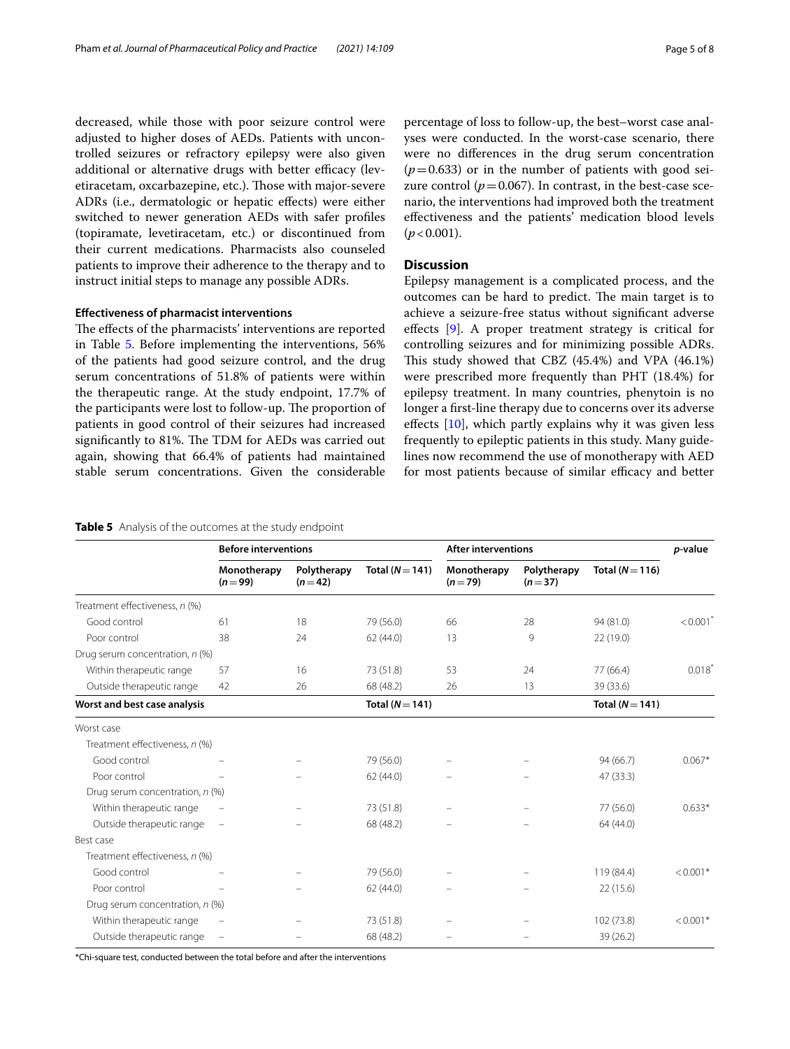decreased, while those with poor seizure control were adjusted to higher doses of AEDs. Patients with uncontrolled seizures or refractory epilepsy were also given additional or alternative drugs with better efficacy (levetiracetam, oxcarbazepine, etc.). Those with major-severe ADRs (i.e., dermatologic or hepatic effects) were either switched to newer generation AEDs with safer profiles (topiramate, levetiracetam, etc.) or discontinued from their current medications. Pharmacists also counseled patients to improve their adherence to the therapy and to instruct initial steps to manage any possible ADRs.

### Effectiveness of pharmacist interventions

The effects of the pharmacists' interventions are reported in Table 5. Before implementing the interventions, 56% of the patients had good seizure control, and the drug serum concentrations of 51.8% of patients were within the therapeutic range. At the study endpoint, 17.7% of the participants were lost to follow-up. The proportion of patients in good control of their seizures had increased significantly to 81%. The TDM for AEDs was carried out again, showing that 66.4% of patients had maintained stable serum concentrations. Given the considerable percentage of loss to follow-up, the best–worst case analyses were conducted. In the worst-case scenario, there were no differences in the drug serum concentration ($p = 0.633$) or in the number of patients with good seizure control ($p = 0.067$). In contrast, in the best-case scenario, the interventions had improved both the treatment effectiveness and the patients' medication blood levels ($p < 0.001$).

## Discussion

Epilepsy management is a complicated process, and the outcomes can be hard to predict. The main target is to achieve a seizure-free status without significant adverse effects [9]. A proper treatment strategy is critical for controlling seizures and for minimizing possible ADRs. This study showed that CBZ (45.4%) and VPA (46.1%) were prescribed more frequently than PHT (18.4%) for epilepsy treatment. In many countries, phenytoin is no longer a first-line therapy due to concerns over its adverse effects [10], which partly explains why it was given less frequently to epileptic patients in this study. Many guidelines now recommend the use of monotherapy with AED for most patients because of similar efficacy and better

**Table 5** Analysis of the outcomes at the study endpoint

| | Before interventions | | | After interventions | | | *p*-value |
|---|---|---|---|---|---|---|---|
| | Monotherapy ($n = 99$) | Polytherapy ($n = 42$) | Total ($N = 141$) | Monotherapy ($n = 79$) | Polytherapy ($n = 37$) | Total ($N = 116$) | |
| Treatment effectiveness, *n* (%) | | | | | | | |
| Good control | 61 | 18 | 79 (56.0) | 66 | 28 | 94 (81.0) | < 0.001* |
| Poor control | 38 | 24 | 62 (44.0) | 13 | 9 | 22 (19.0) | |
| Drug serum concentration, *n* (%) | | | | | | | |
| Within therapeutic range | 57 | 16 | 73 (51.8) | 53 | 24 | 77 (66.4) | 0.018* |
| Outside therapeutic range | 42 | 26 | 68 (48.2) | 26 | 13 | 39 (33.6) | |
| **Worst and best case analysis** | | | **Total ($N = 141$)** | | | **Total ($N = 141$)** | |
| Worst case | | | | | | | |
| Treatment effectiveness, *n* (%) | | | | | | | |
| Good control | – | – | 79 (56.0) | – | – | 94 (66.7) | 0.067* |
| Poor control | – | – | 62 (44.0) | – | – | 47 (33.3) | |
| Drug serum concentration, *n* (%) | | | | | | | |
| Within therapeutic range | – | – | 73 (51.8) | – | – | 77 (56.0) | 0.633* |
| Outside therapeutic range | – | – | 68 (48.2) | – | – | 64 (44.0) | |
| Best case | | | | | | | |
| Treatment effectiveness, *n* (%) | | | | | | | |
| Good control | – | – | 79 (56.0) | – | – | 119 (84.4) | < 0.001* |
| Poor control | – | – | 62 (44.0) | – | – | 22 (15.6) | |
| Drug serum concentration, *n* (%) | | | | | | | |
| Within therapeutic range | – | – | 73 (51.8) | – | – | 102 (73.8) | < 0.001* |
| Outside therapeutic range | – | – | 68 (48.2) | – | – | 39 (26.2) | |

*Chi-square test, conducted between the total before and after the interventions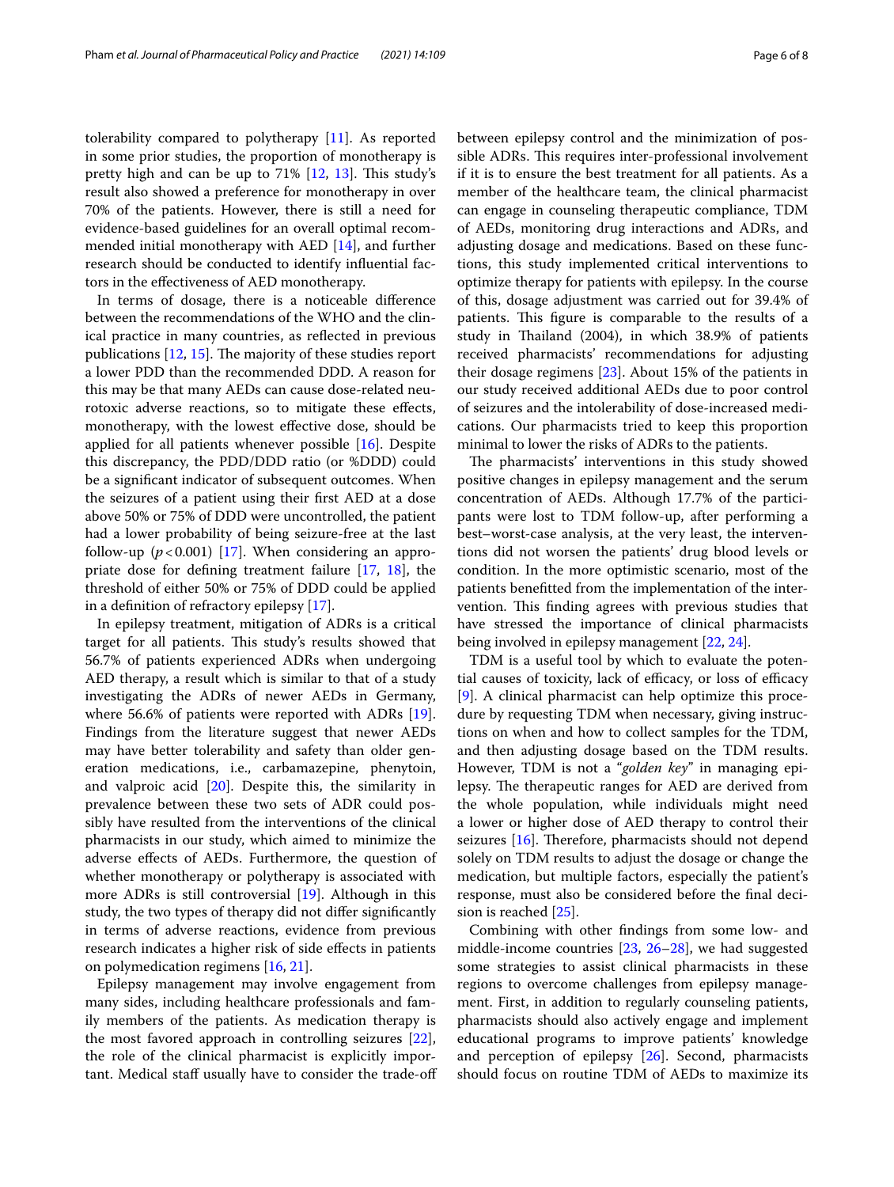tolerability compared to polytherapy [11]. As reported in some prior studies, the proportion of monotherapy is pretty high and can be up to 71% [12, 13]. This study's result also showed a preference for monotherapy in over 70% of the patients. However, there is still a need for evidence-based guidelines for an overall optimal recommended initial monotherapy with AED [14], and further research should be conducted to identify influential factors in the effectiveness of AED monotherapy.

In terms of dosage, there is a noticeable difference between the recommendations of the WHO and the clinical practice in many countries, as reflected in previous publications [12, 15]. The majority of these studies report a lower PDD than the recommended DDD. A reason for this may be that many AEDs can cause dose-related neurotoxic adverse reactions, so to mitigate these effects, monotherapy, with the lowest effective dose, should be applied for all patients whenever possible [16]. Despite this discrepancy, the PDD/DDD ratio (or %DDD) could be a significant indicator of subsequent outcomes. When the seizures of a patient using their first AED at a dose above 50% or 75% of DDD were uncontrolled, the patient had a lower probability of being seizure-free at the last follow-up ($p < 0.001$) [17]. When considering an appropriate dose for defining treatment failure [17, 18], the threshold of either 50% or 75% of DDD could be applied in a definition of refractory epilepsy [17].

In epilepsy treatment, mitigation of ADRs is a critical target for all patients. This study's results showed that 56.7% of patients experienced ADRs when undergoing AED therapy, a result which is similar to that of a study investigating the ADRs of newer AEDs in Germany, where 56.6% of patients were reported with ADRs [19]. Findings from the literature suggest that newer AEDs may have better tolerability and safety than older generation medications, i.e., carbamazepine, phenytoin, and valproic acid [20]. Despite this, the similarity in prevalence between these two sets of ADR could possibly have resulted from the interventions of the clinical pharmacists in our study, which aimed to minimize the adverse effects of AEDs. Furthermore, the question of whether monotherapy or polytherapy is associated with more ADRs is still controversial [19]. Although in this study, the two types of therapy did not differ significantly in terms of adverse reactions, evidence from previous research indicates a higher risk of side effects in patients on polymedication regimens [16, 21].

Epilepsy management may involve engagement from many sides, including healthcare professionals and family members of the patients. As medication therapy is the most favored approach in controlling seizures [22], the role of the clinical pharmacist is explicitly important. Medical staff usually have to consider the trade-off between epilepsy control and the minimization of possible ADRs. This requires inter-professional involvement if it is to ensure the best treatment for all patients. As a member of the healthcare team, the clinical pharmacist can engage in counseling therapeutic compliance, TDM of AEDs, monitoring drug interactions and ADRs, and adjusting dosage and medications. Based on these functions, this study implemented critical interventions to optimize therapy for patients with epilepsy. In the course of this, dosage adjustment was carried out for 39.4% of patients. This figure is comparable to the results of a study in Thailand (2004), in which 38.9% of patients received pharmacists' recommendations for adjusting their dosage regimens [23]. About 15% of the patients in our study received additional AEDs due to poor control of seizures and the intolerability of dose-increased medications. Our pharmacists tried to keep this proportion minimal to lower the risks of ADRs to the patients.

The pharmacists' interventions in this study showed positive changes in epilepsy management and the serum concentration of AEDs. Although 17.7% of the participants were lost to TDM follow-up, after performing a best–worst-case analysis, at the very least, the interventions did not worsen the patients' drug blood levels or condition. In the more optimistic scenario, most of the patients benefitted from the implementation of the intervention. This finding agrees with previous studies that have stressed the importance of clinical pharmacists being involved in epilepsy management [22, 24].

TDM is a useful tool by which to evaluate the potential causes of toxicity, lack of efficacy, or loss of efficacy [9]. A clinical pharmacist can help optimize this procedure by requesting TDM when necessary, giving instructions on when and how to collect samples for the TDM, and then adjusting dosage based on the TDM results. However, TDM is not a "*golden key*" in managing epilepsy. The therapeutic ranges for AED are derived from the whole population, while individuals might need a lower or higher dose of AED therapy to control their seizures [16]. Therefore, pharmacists should not depend solely on TDM results to adjust the dosage or change the medication, but multiple factors, especially the patient's response, must also be considered before the final decision is reached [25].

Combining with other findings from some low- and middle-income countries [23, 26–28], we had suggested some strategies to assist clinical pharmacists in these regions to overcome challenges from epilepsy management. First, in addition to regularly counseling patients, pharmacists should also actively engage and implement educational programs to improve patients' knowledge and perception of epilepsy [26]. Second, pharmacists should focus on routine TDM of AEDs to maximize its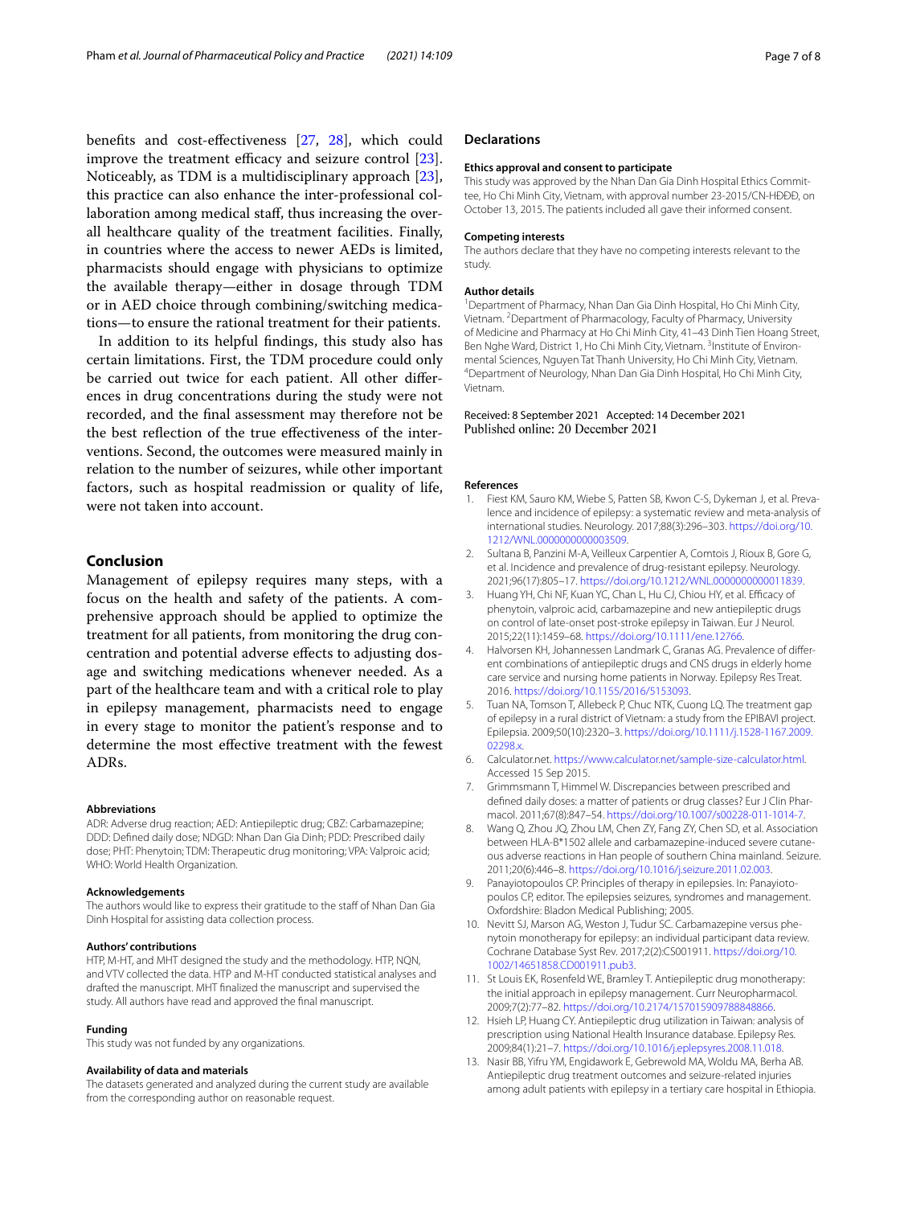benefits and cost-effectiveness [27, 28], which could improve the treatment efficacy and seizure control [23]. Noticeably, as TDM is a multidisciplinary approach [23], this practice can also enhance the inter-professional collaboration among medical staff, thus increasing the overall healthcare quality of the treatment facilities. Finally, in countries where the access to newer AEDs is limited, pharmacists should engage with physicians to optimize the available therapy—either in dosage through TDM or in AED choice through combining/switching medications—to ensure the rational treatment for their patients.

In addition to its helpful findings, this study also has certain limitations. First, the TDM procedure could only be carried out twice for each patient. All other differences in drug concentrations during the study were not recorded, and the final assessment may therefore not be the best reflection of the true effectiveness of the interventions. Second, the outcomes were measured mainly in relation to the number of seizures, while other important factors, such as hospital readmission or quality of life, were not taken into account.

## Conclusion

Management of epilepsy requires many steps, with a focus on the health and safety of the patients. A comprehensive approach should be applied to optimize the treatment for all patients, from monitoring the drug concentration and potential adverse effects to adjusting dosage and switching medications whenever needed. As a part of the healthcare team and with a critical role to play in epilepsy management, pharmacists need to engage in every stage to monitor the patient's response and to determine the most effective treatment with the fewest ADRs.

#### Abbreviations

ADR: Adverse drug reaction; AED: Antiepileptic drug; CBZ: Carbamazepine; DDD: Defined daily dose; NDGD: Nhan Dan Gia Dinh; PDD: Prescribed daily dose; PHT: Phenytoin; TDM: Therapeutic drug monitoring; VPA: Valproic acid; WHO: World Health Organization.

#### Acknowledgements

The authors would like to express their gratitude to the staff of Nhan Dan Gia Dinh Hospital for assisting data collection process.

#### Authors' contributions

HTP, M-HT, and MHT designed the study and the methodology. HTP, NQN, and VTV collected the data. HTP and M-HT conducted statistical analyses and drafted the manuscript. MHT finalized the manuscript and supervised the study. All authors have read and approved the final manuscript.

#### Funding

This study was not funded by any organizations.

#### Availability of data and materials

The datasets generated and analyzed during the current study are available from the corresponding author on reasonable request.

## Declarations

#### Ethics approval and consent to participate

This study was approved by the Nhan Dan Gia Dinh Hospital Ethics Committee, Ho Chi Minh City, Vietnam, with approval number 23-2015/CN-HĐĐĐ, on October 13, 2015. The patients included all gave their informed consent.

#### Competing interests

The authors declare that they have no competing interests relevant to the study.

#### Author details

[1]Department of Pharmacy, Nhan Dan Gia Dinh Hospital, Ho Chi Minh City, Vietnam. [2]Department of Pharmacology, Faculty of Pharmacy, University of Medicine and Pharmacy at Ho Chi Minh City, 41–43 Dinh Tien Hoang Street, Ben Nghe Ward, District 1, Ho Chi Minh City, Vietnam. [3]Institute of Environmental Sciences, Nguyen Tat Thanh University, Ho Chi Minh City, Vietnam. [4]Department of Neurology, Nhan Dan Gia Dinh Hospital, Ho Chi Minh City, Vietnam.

Received: 8 September 2021 Accepted: 14 December 2021
Published online: 20 December 2021

#### References

1. Fiest KM, Sauro KM, Wiebe S, Patten SB, Kwon C-S, Dykeman J, et al. Prevalence and incidence of epilepsy: a systematic review and meta-analysis of international studies. Neurology. 2017;88(3):296–303. https://doi.org/10.1212/WNL.0000000000003509.
2. Sultana B, Panzini M-A, Veilleux Carpentier A, Comtois J, Rioux B, Gore G, et al. Incidence and prevalence of drug-resistant epilepsy. Neurology. 2021;96(17):805–17. https://doi.org/10.1212/WNL.0000000000011839.
3. Huang YH, Chi NF, Kuan YC, Chan L, Hu CJ, Chiou HY, et al. Efficacy of phenytoin, valproic acid, carbamazepine and new antiepileptic drugs on control of late-onset post-stroke epilepsy in Taiwan. Eur J Neurol. 2015;22(11):1459–68. https://doi.org/10.1111/ene.12766.
4. Halvorsen KH, Johannessen Landmark C, Granas AG. Prevalence of different combinations of antiepileptic drugs and CNS drugs in elderly home care service and nursing home patients in Norway. Epilepsy Res Treat. 2016. https://doi.org/10.1155/2016/5153093.
5. Tuan NA, Tomson T, Allebeck P, Chuc NTK, Cuong LQ. The treatment gap of epilepsy in a rural district of Vietnam: a study from the EPIBAVI project. Epilepsia. 2009;50(10):2320–3. https://doi.org/10.1111/j.1528-1167.2009.02298.x.
6. Calculator.net. https://www.calculator.net/sample-size-calculator.html. Accessed 15 Sep 2015.
7. Grimmsmann T, Himmel W. Discrepancies between prescribed and defined daily doses: a matter of patients or drug classes? Eur J Clin Pharmacol. 2011;67(8):847–54. https://doi.org/10.1007/s00228-011-1014-7.
8. Wang Q, Zhou JQ, Zhou LM, Chen ZY, Fang ZY, Chen SD, et al. Association between HLA-B*1502 allele and carbamazepine-induced severe cutaneous adverse reactions in Han people of southern China mainland. Seizure. 2011;20(6):446–8. https://doi.org/10.1016/j.seizure.2011.02.003.
9. Panayiotopoulos CP. Principles of therapy in epilepsies. In: Panayiotopoulos CP, editor. The epilepsies seizures, syndromes and management. Oxfordshire: Bladon Medical Publishing; 2005.
10. Nevitt SJ, Marson AG, Weston J, Tudur SC. Carbamazepine versus phenytoin monotherapy for epilepsy: an individual participant data review. Cochrane Database Syst Rev. 2017;2(2):CS001911. https://doi.org/10.1002/14651858.CD001911.pub3.
11. St Louis EK, Rosenfeld WE, Bramley T. Antiepileptic drug monotherapy: the initial approach in epilepsy management. Curr Neuropharmacol. 2009;7(2):77–82. https://doi.org/10.2174/157015909788848866.
12. Hsieh LP, Huang CY. Antiepileptic drug utilization in Taiwan: analysis of prescription using National Health Insurance database. Epilepsy Res. 2009;84(1):21–7. https://doi.org/10.1016/j.eplepsyres.2008.11.018.
13. Nasir BB, Yifru YM, Engidawork E, Gebrewold MA, Woldu MA, Berha AB. Antiepileptic drug treatment outcomes and seizure-related injuries among adult patients with epilepsy in a tertiary care hospital in Ethiopia.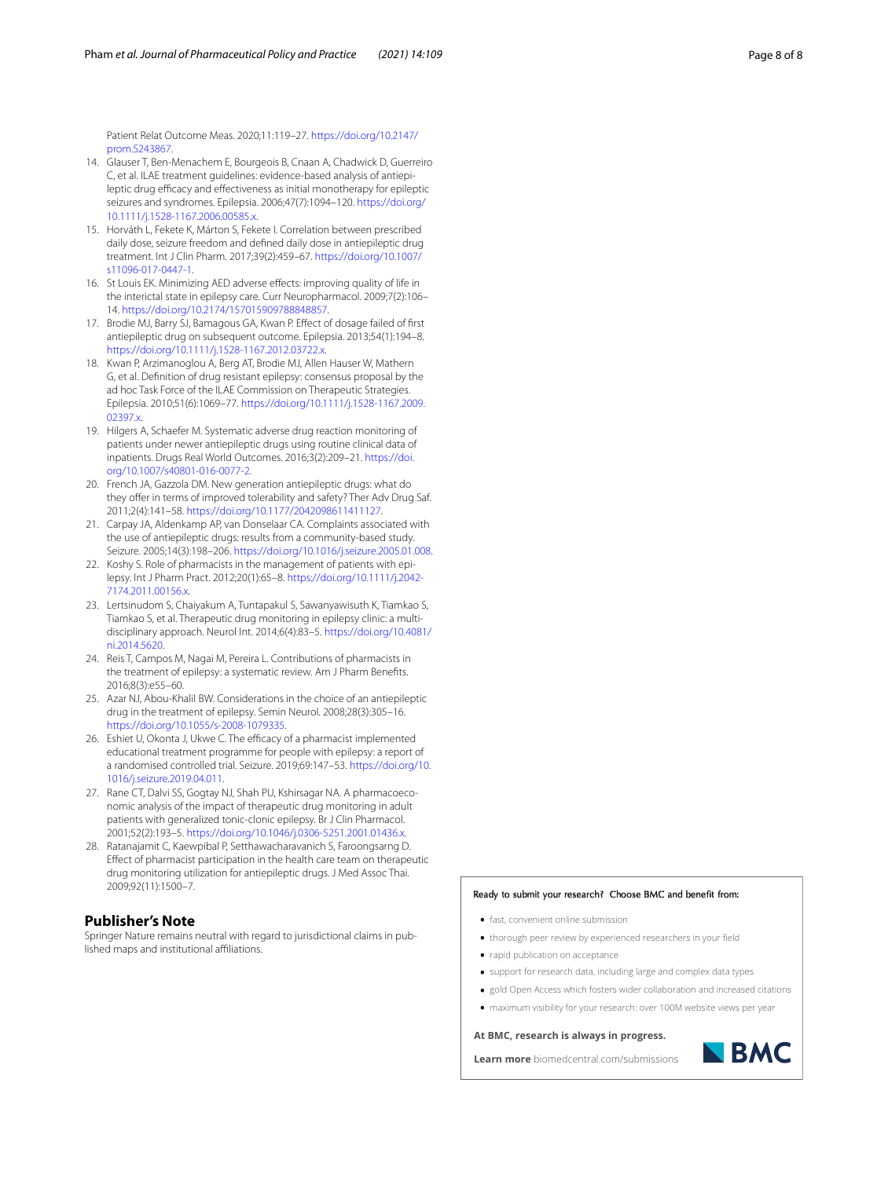Patient Relat Outcome Meas. 2020;11:119–27. https://doi.org/10.2147/prom.S243867.

14. Glauser T, Ben-Menachem E, Bourgeois B, Cnaan A, Chadwick D, Guerreiro C, et al. ILAE treatment guidelines: evidence-based analysis of antiepileptic drug efficacy and effectiveness as initial monotherapy for epileptic seizures and syndromes. Epilepsia. 2006;47(7):1094–120. https://doi.org/10.1111/j.1528-1167.2006.00585.x.
15. Horváth L, Fekete K, Márton S, Fekete I. Correlation between prescribed daily dose, seizure freedom and defined daily dose in antiepileptic drug treatment. Int J Clin Pharm. 2017;39(2):459–67. https://doi.org/10.1007/s11096-017-0447-1.
16. St Louis EK. Minimizing AED adverse effects: improving quality of life in the interictal state in epilepsy care. Curr Neuropharmacol. 2009;7(2):106–14. https://doi.org/10.2174/157015909788848857.
17. Brodie MJ, Barry SJ, Bamagous GA, Kwan P. Effect of dosage failed of first antiepileptic drug on subsequent outcome. Epilepsia. 2013;54(1):194–8. https://doi.org/10.1111/j.1528-1167.2012.03722.x.
18. Kwan P, Arzimanoglou A, Berg AT, Brodie MJ, Allen Hauser W, Mathern G, et al. Definition of drug resistant epilepsy: consensus proposal by the ad hoc Task Force of the ILAE Commission on Therapeutic Strategies. Epilepsia. 2010;51(6):1069–77. https://doi.org/10.1111/j.1528-1167.2009.02397.x.
19. Hilgers A, Schaefer M. Systematic adverse drug reaction monitoring of patients under newer antiepileptic drugs using routine clinical data of inpatients. Drugs Real World Outcomes. 2016;3(2):209–21. https://doi.org/10.1007/s40801-016-0077-2.
20. French JA, Gazzola DM. New generation antiepileptic drugs: what do they offer in terms of improved tolerability and safety? Ther Adv Drug Saf. 2011;2(4):141–58. https://doi.org/10.1177/2042098611411127.
21. Carpay JA, Aldenkamp AP, van Donselaar CA. Complaints associated with the use of antiepileptic drugs: results from a community-based study. Seizure. 2005;14(3):198–206. https://doi.org/10.1016/j.seizure.2005.01.008.
22. Koshy S. Role of pharmacists in the management of patients with epilepsy. Int J Pharm Pract. 2012;20(1):65–8. https://doi.org/10.1111/j.2042-7174.2011.00156.x.
23. Lertsinudom S, Chaiyakum A, Tuntapakul S, Sawanyawisuth K, Tiamkao S, Tiamkao S, et al. Therapeutic drug monitoring in epilepsy clinic: a multidisciplinary approach. Neurol Int. 2014;6(4):83–5. https://doi.org/10.4081/ni.2014.5620.
24. Reis T, Campos M, Nagai M, Pereira L. Contributions of pharmacists in the treatment of epilepsy: a systematic review. Am J Pharm Benefits. 2016;8(3):e55–60.
25. Azar NJ, Abou-Khalil BW. Considerations in the choice of an antiepileptic drug in the treatment of epilepsy. Semin Neurol. 2008;28(3):305–16. https://doi.org/10.1055/s-2008-1079335.
26. Eshiet U, Okonta J, Ukwe C. The efficacy of a pharmacist implemented educational treatment programme for people with epilepsy: a report of a randomised controlled trial. Seizure. 2019;69:147–53. https://doi.org/10.1016/j.seizure.2019.04.011.
27. Rane CT, Dalvi SS, Gogtay NJ, Shah PU, Kshirsagar NA. A pharmacoeconomic analysis of the impact of therapeutic drug monitoring in adult patients with generalized tonic-clonic epilepsy. Br J Clin Pharmacol. 2001;52(2):193–5. https://doi.org/10.1046/j.0306-5251.2001.01436.x.
28. Ratanajamit C, Kaewpibal P, Setthawacharavanich S, Faroongsarng D. Effect of pharmacist participation in the health care team on therapeutic drug monitoring utilization for antiepileptic drugs. J Med Assoc Thai. 2009;92(11):1500–7.

## Publisher's Note

Springer Nature remains neutral with regard to jurisdictional claims in published maps and institutional affiliations.

Ready to submit your research? Choose BMC and benefit from:

- fast, convenient online submission
- thorough peer review by experienced researchers in your field
- rapid publication on acceptance
- support for research data, including large and complex data types
- gold Open Access which fosters wider collaboration and increased citations
- maximum visibility for your research: over 100M website views per year

**At BMC, research is always in progress.**

**Learn more** biomedcentral.com/submissions

BMC